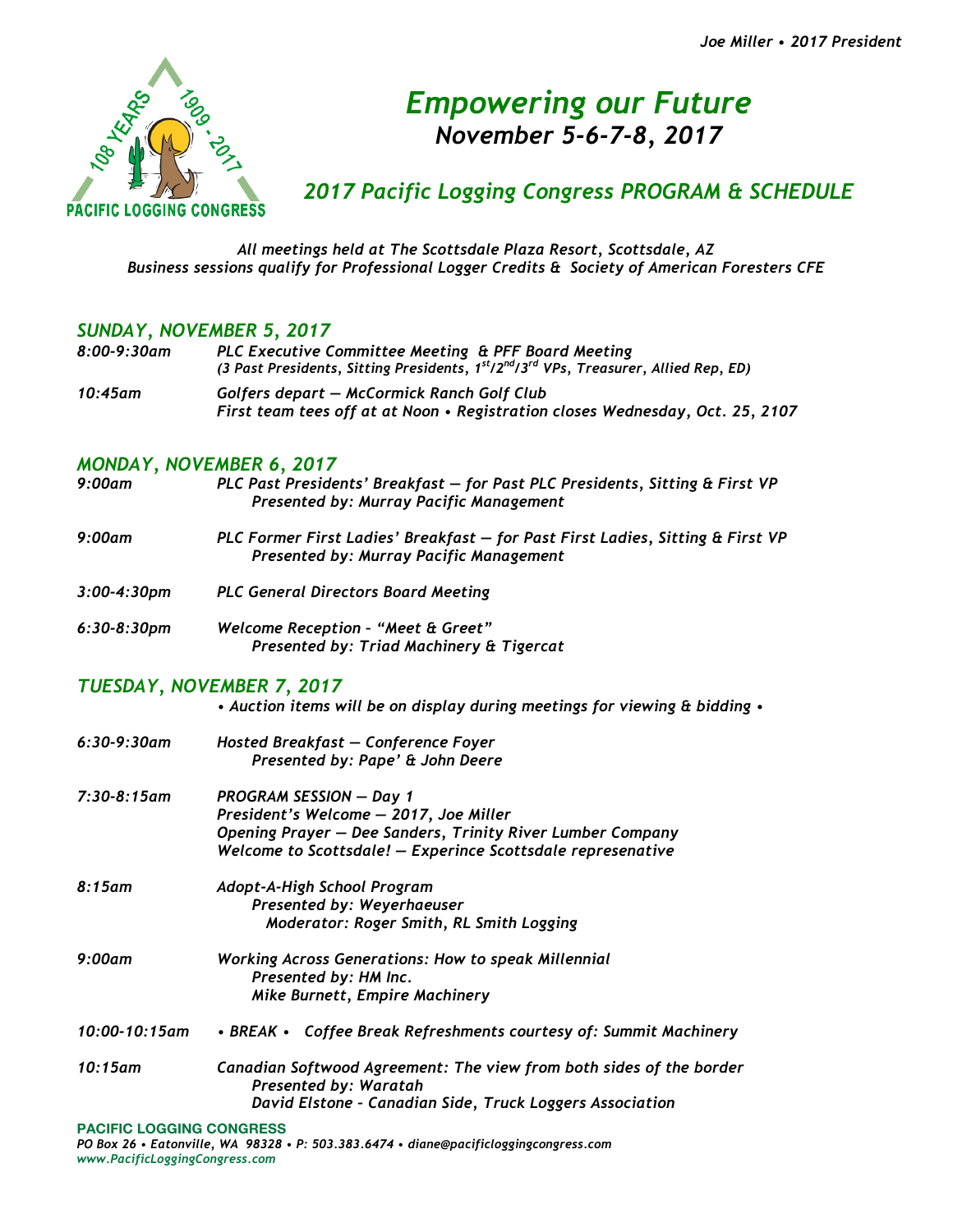*Joe Miller • 2017 President*

108 YEARS 1909 - 2017
PACIFIC LOGGING CONGRESS

# *Empowering our Future*
## *November 5-6-7-8, 2017*

## *2017 Pacific Logging Congress PROGRAM & SCHEDULE*

*All meetings held at The Scottsdale Plaza Resort, Scottsdale, AZ*
*Business sessions qualify for Professional Logger Credits & Society of American Foresters CFE*

### *SUNDAY, NOVEMBER 5, 2017*

| | |
|---|---|
| *8:00-9:30am* | *PLC Executive Committee Meeting & PFF Board Meeting*<br>*(3 Past Presidents, Sitting Presidents, 1st/2nd/3rd VPs, Treasurer, Allied Rep, ED)* |
| *10:45am* | *Golfers depart — McCormick Ranch Golf Club*<br>*First team tees off at at Noon • Registration closes Wednesday, Oct. 25, 2107* |

### *MONDAY, NOVEMBER 6, 2017*

| | |
|---|---|
| *9:00am* | *PLC Past Presidents' Breakfast — for Past PLC Presidents, Sitting & First VP*<br>*Presented by: Murray Pacific Management* |
| *9:00am* | *PLC Former First Ladies' Breakfast — for Past First Ladies, Sitting & First VP*<br>*Presented by: Murray Pacific Management* |
| *3:00-4:30pm* | *PLC General Directors Board Meeting* |
| *6:30-8:30pm* | *Welcome Reception - "Meet & Greet"*<br>*Presented by: Triad Machinery & Tigercat* |

### *TUESDAY, NOVEMBER 7, 2017*

*• Auction items will be on display during meetings for viewing & bidding •*

| | |
|---|---|
| *6:30-9:30am* | *Hosted Breakfast — Conference Foyer*<br>*Presented by: Pape' & John Deere* |
| *7:30-8:15am* | *PROGRAM SESSION — Day 1*<br>*President's Welcome — 2017, Joe Miller*<br>*Opening Prayer — Dee Sanders, Trinity River Lumber Company*<br>*Welcome to Scottsdale! — Experince Scottsdale represenative* |
| *8:15am* | *Adopt-A-High School Program*<br>*Presented by: Weyerhaeuser*<br>*Moderator: Roger Smith, RL Smith Logging* |
| *9:00am* | *Working Across Generations: How to speak Millennial*<br>*Presented by: HM Inc.*<br>*Mike Burnett, Empire Machinery* |
| *10:00-10:15am* | *• BREAK • Coffee Break Refreshments courtesy of: Summit Machinery* |
| *10:15am* | *Canadian Softwood Agreement: The view from both sides of the border*<br>*Presented by: Waratah*<br>*David Elstone - Canadian Side, Truck Loggers Association* |

**PACIFIC LOGGING CONGRESS**
*PO Box 26 • Eatonville, WA 98328 • P: 503.383.6474 • diane@pacificloggingcongress.com*
*www.PacificLoggingCongress.com*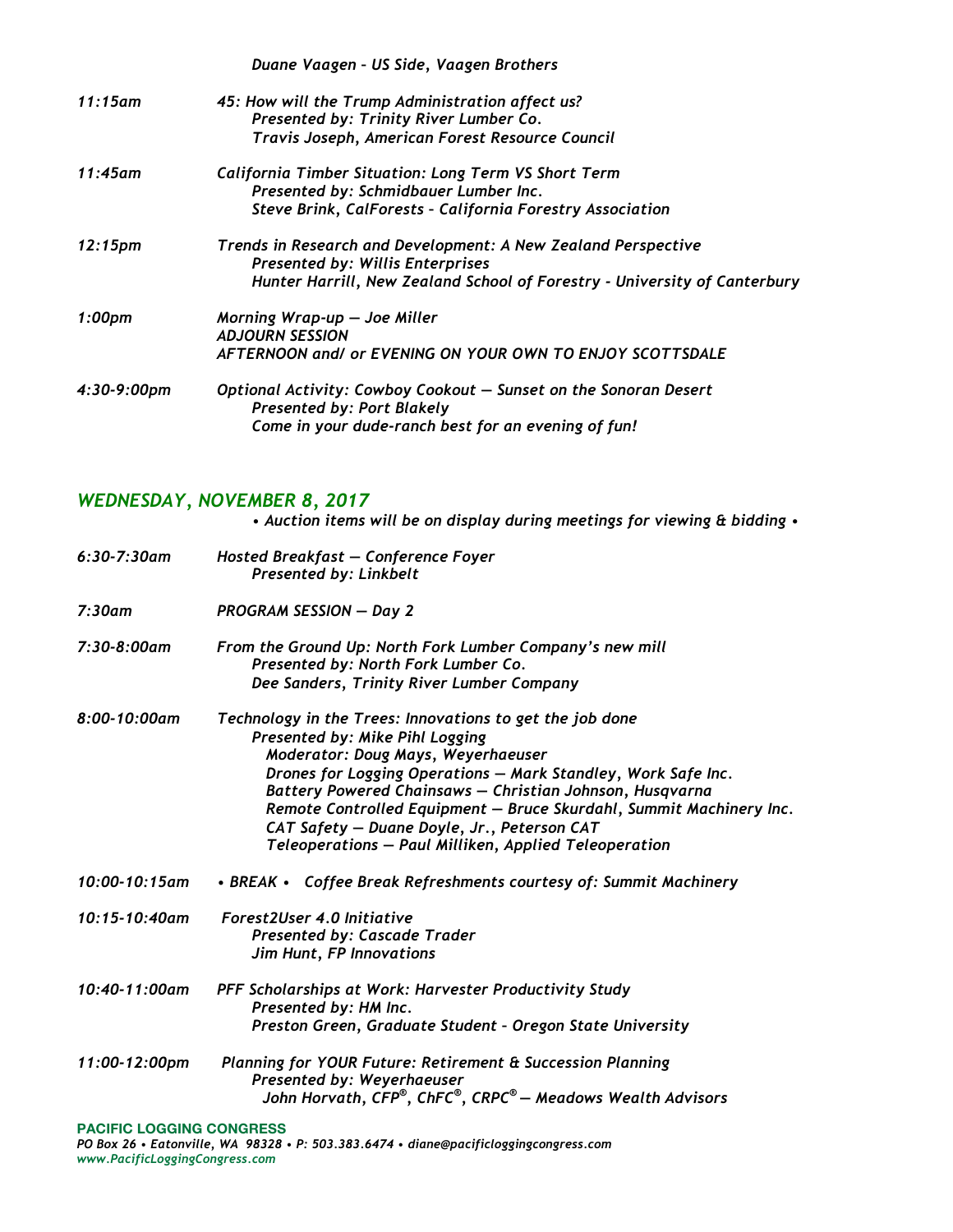*Duane Vaagen – US Side, Vaagen Brothers*

*11:15am* — *45: How will the Trump Administration affect us?*
*Presented by: Trinity River Lumber Co.*
*Travis Joseph, American Forest Resource Council*

*11:45am* — *California Timber Situation: Long Term VS Short Term*
*Presented by: Schmidbauer Lumber Inc.*
*Steve Brink, CalForests – California Forestry Association*

*12:15pm* — *Trends in Research and Development: A New Zealand Perspective*
*Presented by: Willis Enterprises*
*Hunter Harrill, New Zealand School of Forestry - University of Canterbury*

*1:00pm* — *Morning Wrap-up — Joe Miller*
*ADJOURN SESSION*
*AFTERNOON and/ or EVENING ON YOUR OWN TO ENJOY SCOTTSDALE*

*4:30-9:00pm* — *Optional Activity: Cowboy Cookout — Sunset on the Sonoran Desert*
*Presented by: Port Blakely*
*Come in your dude-ranch best for an evening of fun!*

## *WEDNESDAY, NOVEMBER 8, 2017*

*• Auction items will be on display during meetings for viewing & bidding •*

*6:30-7:30am* — *Hosted Breakfast — Conference Foyer*
*Presented by: Linkbelt*

*7:30am* — *PROGRAM SESSION — Day 2*

*7:30-8:00am* — *From the Ground Up: North Fork Lumber Company's new mill*
*Presented by: North Fork Lumber Co.*
*Dee Sanders, Trinity River Lumber Company*

*8:00-10:00am* — *Technology in the Trees: Innovations to get the job done*
*Presented by: Mike Pihl Logging*
*Moderator: Doug Mays, Weyerhaeuser*
*Drones for Logging Operations — Mark Standley, Work Safe Inc.*
*Battery Powered Chainsaws — Christian Johnson, Husqvarna*
*Remote Controlled Equipment — Bruce Skurdahl, Summit Machinery Inc.*
*CAT Safety — Duane Doyle, Jr., Peterson CAT*
*Teleoperations — Paul Milliken, Applied Teleoperation*

*10:00-10:15am* — *• BREAK • Coffee Break Refreshments courtesy of: Summit Machinery*

*10:15-10:40am* — *Forest2User 4.0 Initiative*
*Presented by: Cascade Trader*
*Jim Hunt, FP Innovations*

*10:40-11:00am* — *PFF Scholarships at Work: Harvester Productivity Study*
*Presented by: HM Inc.*
*Preston Green, Graduate Student - Oregon State University*

*11:00-12:00pm* — *Planning for YOUR Future: Retirement & Succession Planning*
*Presented by: Weyerhaeuser*
*John Horvath, CFP®, ChFC®, CRPC® — Meadows Wealth Advisors*

**PACIFIC LOGGING CONGRESS**
*PO Box 26 • Eatonville, WA 98328 • P: 503.383.6474 • diane@pacificloggingcongress.com*
*www.PacificLoggingCongress.com*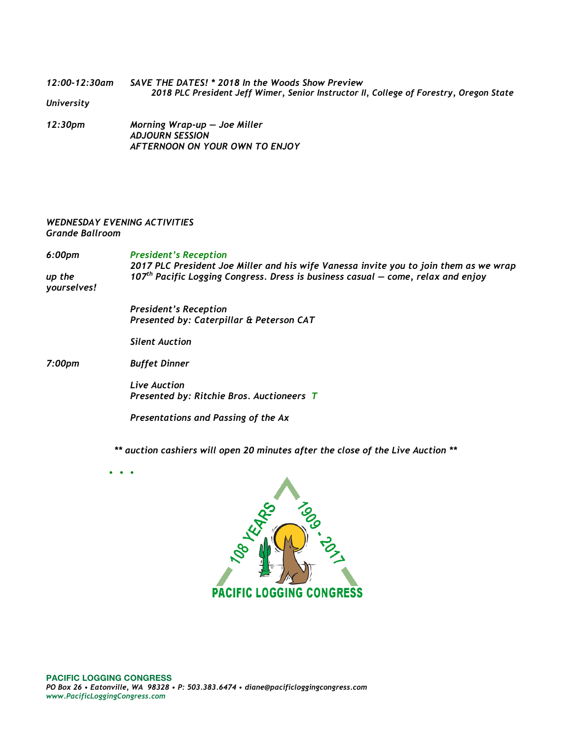*12:00-12:30am* *SAVE THE DATES! * 2018 In the Woods Show Preview*
*2018 PLC President Jeff Wimer, Senior Instructor II, College of Forestry, Oregon State University*

*12:30pm* *Morning Wrap-up — Joe Miller*
*ADJOURN SESSION*
*AFTERNOON ON YOUR OWN TO ENJOY*

*WEDNESDAY EVENING ACTIVITIES*
*Grande Ballroom*

*6:00pm* *President's Reception*
*2017 PLC President Joe Miller and his wife Vanessa invite you to join them as we wrap up the 107th Pacific Logging Congress. Dress is business casual — come, relax and enjoy yourselves!*

*President's Reception*
*Presented by: Caterpillar & Peterson CAT*

*Silent Auction*

*7:00pm* *Buffet Dinner*

*Live Auction*
*Presented by: Ritchie Bros. Auctioneers* T

*Presentations and Passing of the Ax*

*** auction cashiers will open 20 minutes after the close of the Live Auction ***

• • •

108 YEARS 1909 - 2017
PACIFIC LOGGING CONGRESS

**PACIFIC LOGGING CONGRESS**
*PO Box 26 • Eatonville, WA 98328 • P: 503.383.6474 • diane@pacificloggingcongress.com*
*www.PacificLoggingCongress.com*